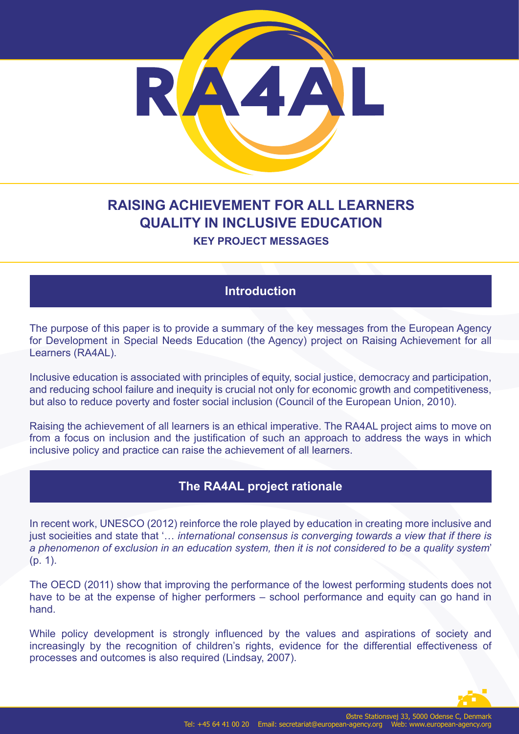# RAISING ACHIEVEMENT FOR ALL LEARNERS QUALITY IN INCLUSIVE EDUCATION

**KEY PROJECT MESSAGES**

## Introduction

The purpose of this paper is to provide a summary of the key messages from the European Agency for Development in Special Needs Education (the Agency) project on Raising Achievement for all Learners (RA4AL).

Inclusive education is associated with principles of equity, social justice, democracy and participation, and reducing school failure and inequity is crucial not only for economic growth and competitiveness, but also to reduce poverty and foster social inclusion (Council of the European Union, 2010).

Raising the achievement of all learners is an ethical imperative. The RA4AL project aims to move on from a focus on inclusion and the justification of such an approach to address the ways in which inclusive policy and practice can raise the achievement of all learners.

## The RA4AL project rationale

In recent work, UNESCO (2012) reinforce the role played by education in creating more inclusive and just socieities and state that '… *international consensus is converging towards a view that if there is a phenomenon of exclusion in an education system, then it is not considered to be a quality system*' (p. 1).

The OECD (2011) show that improving the performance of the lowest performing students does not have to be at the expense of higher performers – school performance and equity can go hand in hand.

While policy development is strongly influenced by the values and aspirations of society and increasingly by the recognition of children's rights, evidence for the differential effectiveness of processes and outcomes is also required (Lindsay, 2007).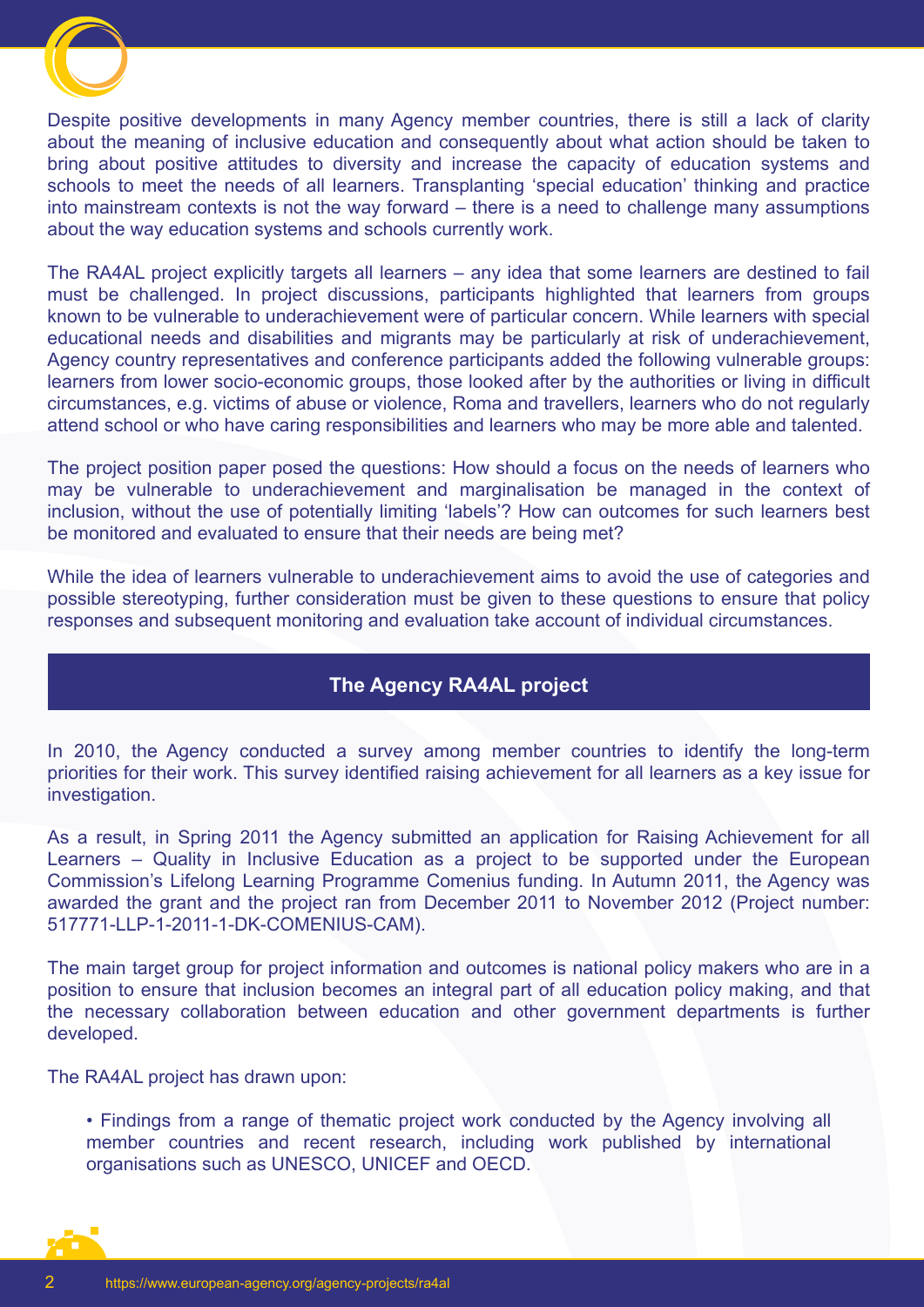Despite positive developments in many Agency member countries, there is still a lack of clarity about the meaning of inclusive education and consequently about what action should be taken to bring about positive attitudes to diversity and increase the capacity of education systems and schools to meet the needs of all learners. Transplanting 'special education' thinking and practice into mainstream contexts is not the way forward – there is a need to challenge many assumptions about the way education systems and schools currently work.

The RA4AL project explicitly targets all learners – any idea that some learners are destined to fail must be challenged. In project discussions, participants highlighted that learners from groups known to be vulnerable to underachievement were of particular concern. While learners with special educational needs and disabilities and migrants may be particularly at risk of underachievement, Agency country representatives and conference participants added the following vulnerable groups: learners from lower socio-economic groups, those looked after by the authorities or living in difficult circumstances, e.g. victims of abuse or violence, Roma and travellers, learners who do not regularly attend school or who have caring responsibilities and learners who may be more able and talented.

The project position paper posed the questions: How should a focus on the needs of learners who may be vulnerable to underachievement and marginalisation be managed in the context of inclusion, without the use of potentially limiting 'labels'? How can outcomes for such learners best be monitored and evaluated to ensure that their needs are being met?

While the idea of learners vulnerable to underachievement aims to avoid the use of categories and possible stereotyping, further consideration must be given to these questions to ensure that policy responses and subsequent monitoring and evaluation take account of individual circumstances.

## The Agency RA4AL project

In 2010, the Agency conducted a survey among member countries to identify the long-term priorities for their work. This survey identified raising achievement for all learners as a key issue for investigation.

As a result, in Spring 2011 the Agency submitted an application for Raising Achievement for all Learners – Quality in Inclusive Education as a project to be supported under the European Commission's Lifelong Learning Programme Comenius funding. In Autumn 2011, the Agency was awarded the grant and the project ran from December 2011 to November 2012 (Project number: 517771-LLP-1-2011-1-DK-COMENIUS-CAM).

The main target group for project information and outcomes is national policy makers who are in a position to ensure that inclusion becomes an integral part of all education policy making, and that the necessary collaboration between education and other government departments is further developed.

The RA4AL project has drawn upon:

- Findings from a range of thematic project work conducted by the Agency involving all member countries and recent research, including work published by international organisations such as UNESCO, UNICEF and OECD.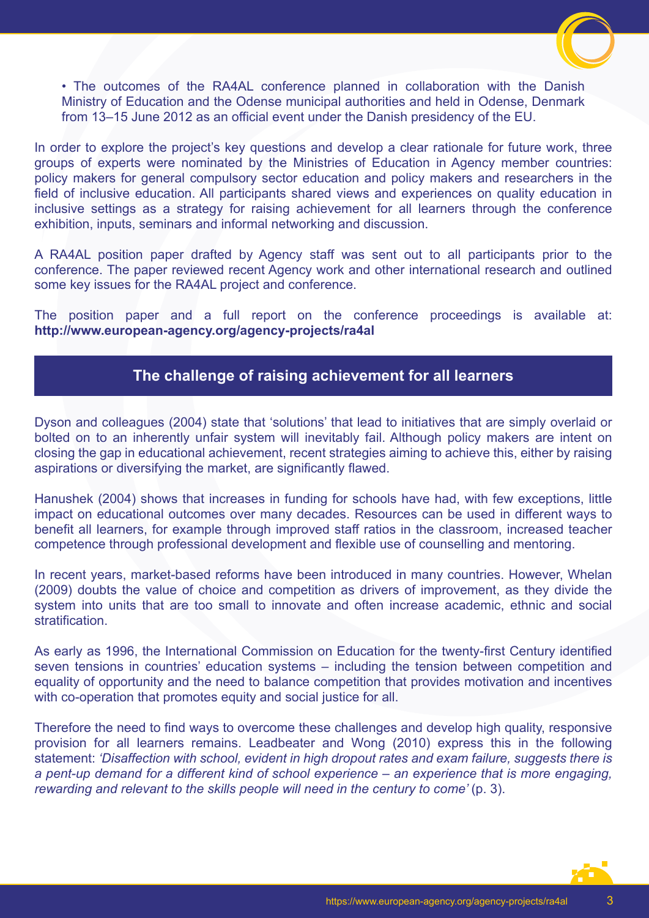- The outcomes of the RA4AL conference planned in collaboration with the Danish Ministry of Education and the Odense municipal authorities and held in Odense, Denmark from 13–15 June 2012 as an official event under the Danish presidency of the EU.

In order to explore the project's key questions and develop a clear rationale for future work, three groups of experts were nominated by the Ministries of Education in Agency member countries: policy makers for general compulsory sector education and policy makers and researchers in the field of inclusive education. All participants shared views and experiences on quality education in inclusive settings as a strategy for raising achievement for all learners through the conference exhibition, inputs, seminars and informal networking and discussion.

A RA4AL position paper drafted by Agency staff was sent out to all participants prior to the conference. The paper reviewed recent Agency work and other international research and outlined some key issues for the RA4AL project and conference.

The position paper and a full report on the conference proceedings is available at: **http://www.european-agency.org/agency-projects/ra4al**

## The challenge of raising achievement for all learners

Dyson and colleagues (2004) state that 'solutions' that lead to initiatives that are simply overlaid or bolted on to an inherently unfair system will inevitably fail. Although policy makers are intent on closing the gap in educational achievement, recent strategies aiming to achieve this, either by raising aspirations or diversifying the market, are significantly flawed.

Hanushek (2004) shows that increases in funding for schools have had, with few exceptions, little impact on educational outcomes over many decades. Resources can be used in different ways to benefit all learners, for example through improved staff ratios in the classroom, increased teacher competence through professional development and flexible use of counselling and mentoring.

In recent years, market-based reforms have been introduced in many countries. However, Whelan (2009) doubts the value of choice and competition as drivers of improvement, as they divide the system into units that are too small to innovate and often increase academic, ethnic and social stratification.

As early as 1996, the International Commission on Education for the twenty-first Century identified seven tensions in countries' education systems – including the tension between competition and equality of opportunity and the need to balance competition that provides motivation and incentives with co-operation that promotes equity and social justice for all.

Therefore the need to find ways to overcome these challenges and develop high quality, responsive provision for all learners remains. Leadbeater and Wong (2010) express this in the following statement: *'Disaffection with school, evident in high dropout rates and exam failure, suggests there is a pent-up demand for a different kind of school experience – an experience that is more engaging, rewarding and relevant to the skills people will need in the century to come'* (p. 3).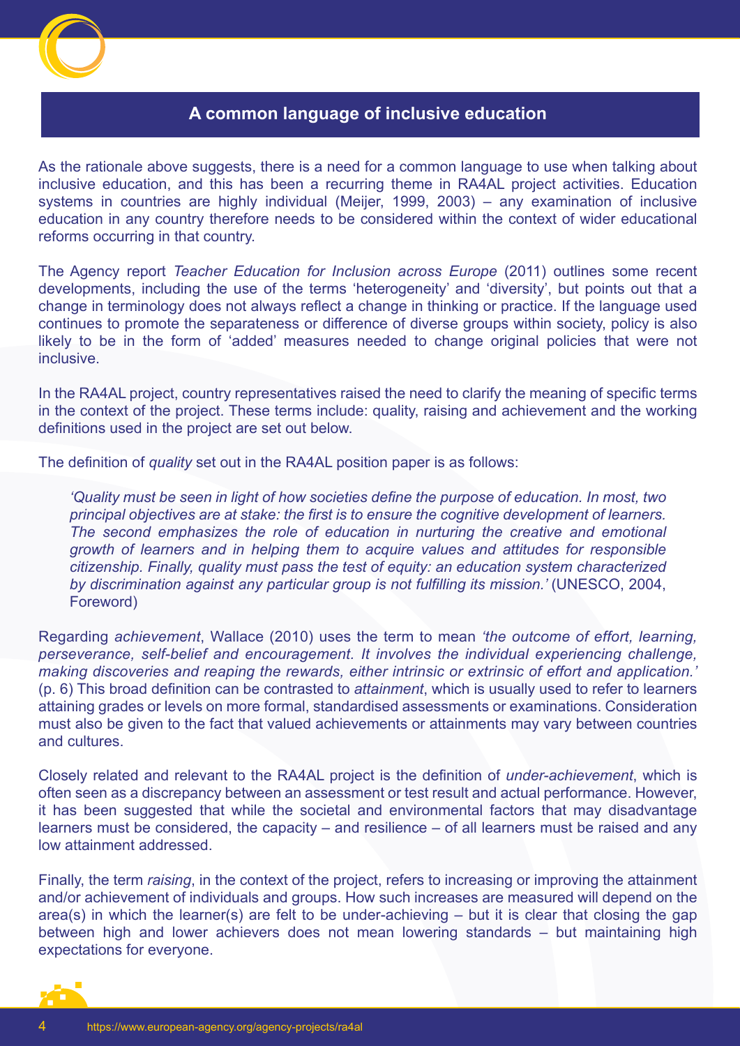## A common language of inclusive education

As the rationale above suggests, there is a need for a common language to use when talking about inclusive education, and this has been a recurring theme in RA4AL project activities. Education systems in countries are highly individual (Meijer, 1999, 2003) – any examination of inclusive education in any country therefore needs to be considered within the context of wider educational reforms occurring in that country.

The Agency report *Teacher Education for Inclusion across Europe* (2011) outlines some recent developments, including the use of the terms 'heterogeneity' and 'diversity', but points out that a change in terminology does not always reflect a change in thinking or practice. If the language used continues to promote the separateness or difference of diverse groups within society, policy is also likely to be in the form of 'added' measures needed to change original policies that were not inclusive.

In the RA4AL project, country representatives raised the need to clarify the meaning of specific terms in the context of the project. These terms include: quality, raising and achievement and the working definitions used in the project are set out below.

The definition of *quality* set out in the RA4AL position paper is as follows:

> *'Quality must be seen in light of how societies define the purpose of education. In most, two principal objectives are at stake: the first is to ensure the cognitive development of learners. The second emphasizes the role of education in nurturing the creative and emotional growth of learners and in helping them to acquire values and attitudes for responsible citizenship. Finally, quality must pass the test of equity: an education system characterized by discrimination against any particular group is not fulfilling its mission.'* (UNESCO, 2004, Foreword)

Regarding *achievement*, Wallace (2010) uses the term to mean *'the outcome of effort, learning, perseverance, self-belief and encouragement. It involves the individual experiencing challenge, making discoveries and reaping the rewards, either intrinsic or extrinsic of effort and application.'* (p. 6) This broad definition can be contrasted to *attainment*, which is usually used to refer to learners attaining grades or levels on more formal, standardised assessments or examinations. Consideration must also be given to the fact that valued achievements or attainments may vary between countries and cultures.

Closely related and relevant to the RA4AL project is the definition of *under-achievement*, which is often seen as a discrepancy between an assessment or test result and actual performance. However, it has been suggested that while the societal and environmental factors that may disadvantage learners must be considered, the capacity – and resilience – of all learners must be raised and any low attainment addressed.

Finally, the term *raising*, in the context of the project, refers to increasing or improving the attainment and/or achievement of individuals and groups. How such increases are measured will depend on the area(s) in which the learner(s) are felt to be under-achieving – but it is clear that closing the gap between high and lower achievers does not mean lowering standards – but maintaining high expectations for everyone.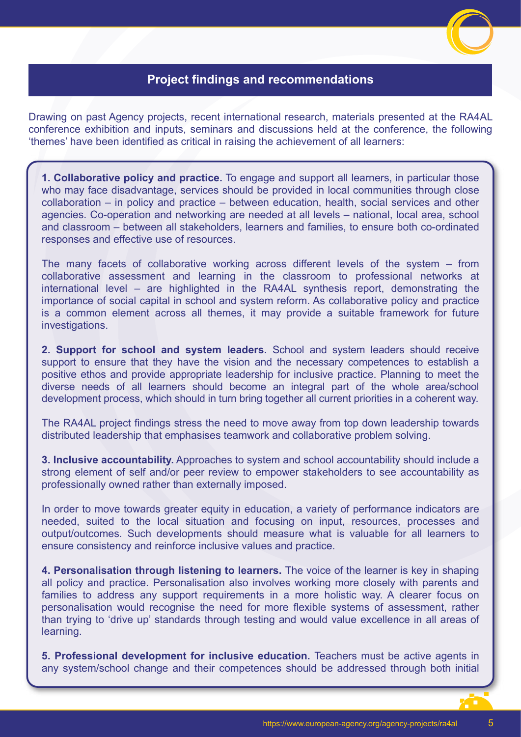## Project findings and recommendations

Drawing on past Agency projects, recent international research, materials presented at the RA4AL conference exhibition and inputs, seminars and discussions held at the conference, the following 'themes' have been identified as critical in raising the achievement of all learners:

**1. Collaborative policy and practice.** To engage and support all learners, in particular those who may face disadvantage, services should be provided in local communities through close collaboration – in policy and practice – between education, health, social services and other agencies. Co-operation and networking are needed at all levels – national, local area, school and classroom – between all stakeholders, learners and families, to ensure both co-ordinated responses and effective use of resources.

The many facets of collaborative working across different levels of the system – from collaborative assessment and learning in the classroom to professional networks at international level – are highlighted in the RA4AL synthesis report, demonstrating the importance of social capital in school and system reform. As collaborative policy and practice is a common element across all themes, it may provide a suitable framework for future investigations.

**2. Support for school and system leaders.** School and system leaders should receive support to ensure that they have the vision and the necessary competences to establish a positive ethos and provide appropriate leadership for inclusive practice. Planning to meet the diverse needs of all learners should become an integral part of the whole area/school development process, which should in turn bring together all current priorities in a coherent way.

The RA4AL project findings stress the need to move away from top down leadership towards distributed leadership that emphasises teamwork and collaborative problem solving.

**3. Inclusive accountability.** Approaches to system and school accountability should include a strong element of self and/or peer review to empower stakeholders to see accountability as professionally owned rather than externally imposed.

In order to move towards greater equity in education, a variety of performance indicators are needed, suited to the local situation and focusing on input, resources, processes and output/outcomes. Such developments should measure what is valuable for all learners to ensure consistency and reinforce inclusive values and practice.

**4. Personalisation through listening to learners.** The voice of the learner is key in shaping all policy and practice. Personalisation also involves working more closely with parents and families to address any support requirements in a more holistic way. A clearer focus on personalisation would recognise the need for more flexible systems of assessment, rather than trying to 'drive up' standards through testing and would value excellence in all areas of learning.

**5. Professional development for inclusive education.** Teachers must be active agents in any system/school change and their competences should be addressed through both initial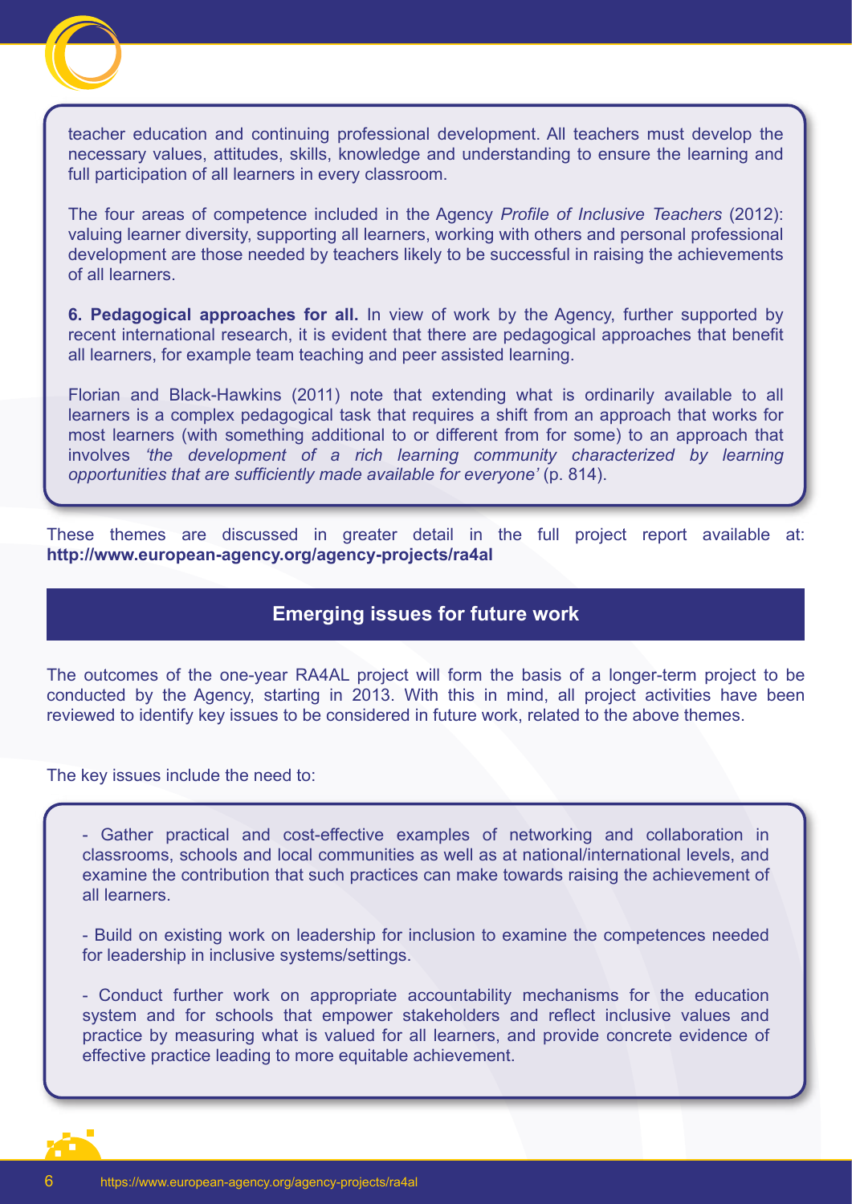teacher education and continuing professional development. All teachers must develop the necessary values, attitudes, skills, knowledge and understanding to ensure the learning and full participation of all learners in every classroom.

The four areas of competence included in the Agency *Profile of Inclusive Teachers* (2012): valuing learner diversity, supporting all learners, working with others and personal professional development are those needed by teachers likely to be successful in raising the achievements of all learners.

**6. Pedagogical approaches for all.** In view of work by the Agency, further supported by recent international research, it is evident that there are pedagogical approaches that benefit all learners, for example team teaching and peer assisted learning.

Florian and Black-Hawkins (2011) note that extending what is ordinarily available to all learners is a complex pedagogical task that requires a shift from an approach that works for most learners (with something additional to or different from for some) to an approach that involves *'the development of a rich learning community characterized by learning opportunities that are sufficiently made available for everyone'* (p. 814).

These themes are discussed in greater detail in the full project report available at: **http://www.european-agency.org/agency-projects/ra4al**

## Emerging issues for future work

The outcomes of the one-year RA4AL project will form the basis of a longer-term project to be conducted by the Agency, starting in 2013. With this in mind, all project activities have been reviewed to identify key issues to be considered in future work, related to the above themes.

The key issues include the need to:

- Gather practical and cost-effective examples of networking and collaboration in classrooms, schools and local communities as well as at national/international levels, and examine the contribution that such practices can make towards raising the achievement of all learners.

- Build on existing work on leadership for inclusion to examine the competences needed for leadership in inclusive systems/settings.

- Conduct further work on appropriate accountability mechanisms for the education system and for schools that empower stakeholders and reflect inclusive values and practice by measuring what is valued for all learners, and provide concrete evidence of effective practice leading to more equitable achievement.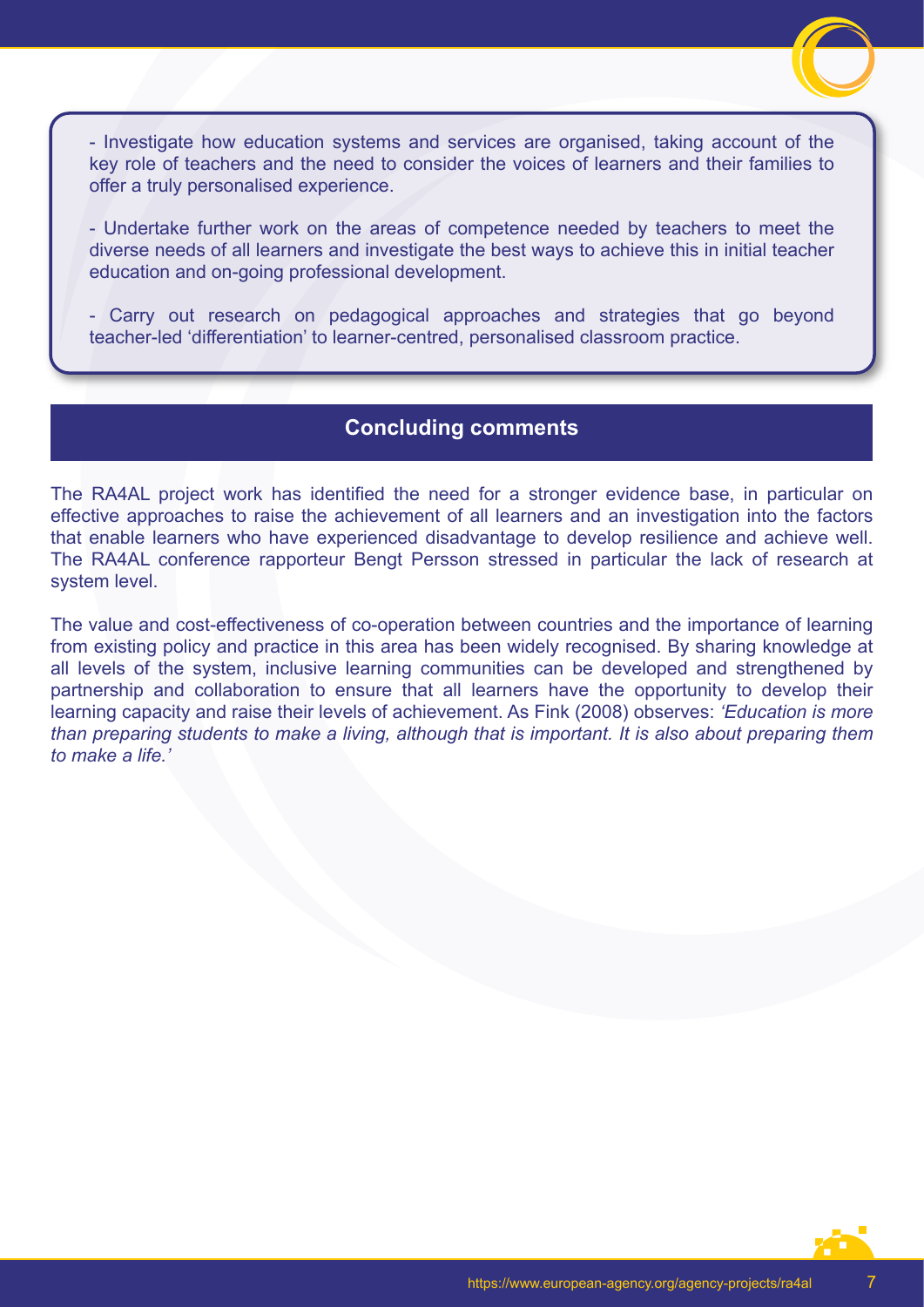- Investigate how education systems and services are organised, taking account of the key role of teachers and the need to consider the voices of learners and their families to offer a truly personalised experience.

- Undertake further work on the areas of competence needed by teachers to meet the diverse needs of all learners and investigate the best ways to achieve this in initial teacher education and on-going professional development.

- Carry out research on pedagogical approaches and strategies that go beyond teacher-led 'differentiation' to learner-centred, personalised classroom practice.

## Concluding comments

The RA4AL project work has identified the need for a stronger evidence base, in particular on effective approaches to raise the achievement of all learners and an investigation into the factors that enable learners who have experienced disadvantage to develop resilience and achieve well. The RA4AL conference rapporteur Bengt Persson stressed in particular the lack of research at system level.

The value and cost-effectiveness of co-operation between countries and the importance of learning from existing policy and practice in this area has been widely recognised. By sharing knowledge at all levels of the system, inclusive learning communities can be developed and strengthened by partnership and collaboration to ensure that all learners have the opportunity to develop their learning capacity and raise their levels of achievement. As Fink (2008) observes: *'Education is more than preparing students to make a living, although that is important. It is also about preparing them to make a life.'*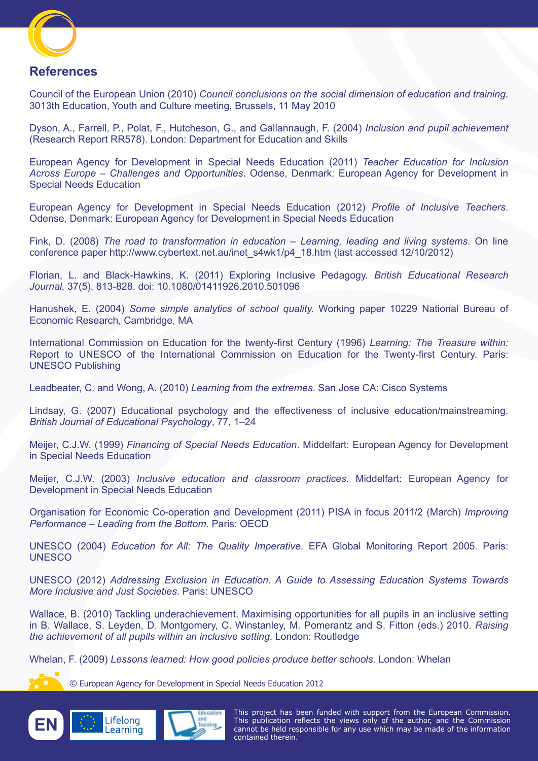## References

Council of the European Union (2010) *Council conclusions on the social dimension of education and training*. 3013th Education, Youth and Culture meeting, Brussels, 11 May 2010

Dyson, A., Farrell, P., Polat, F., Hutcheson, G., and Gallannaugh, F. (2004) *Inclusion and pupil achievement* (Research Report RR578). London: Department for Education and Skills

European Agency for Development in Special Needs Education (2011) *Teacher Education for Inclusion Across Europe – Challenges and Opportunities*. Odense, Denmark: European Agency for Development in Special Needs Education

European Agency for Development in Special Needs Education (2012) *Profile of Inclusive Teachers*. Odense, Denmark: European Agency for Development in Special Needs Education

Fink, D. (2008) *The road to transformation in education – Learning, leading and living systems*. On line conference paper http://www.cybertext.net.au/inet_s4wk1/p4_18.htm (last accessed 12/10/2012)

Florian, L. and Black-Hawkins, K. (2011) Exploring Inclusive Pedagogy. *British Educational Research Journal,* 37(5), 813-828. doi: 10.1080/01411926.2010.501096

Hanushek, E. (2004) *Some simple analytics of school quality.* Working paper 10229 National Bureau of Economic Research, Cambridge, MA

International Commission on Education for the twenty-first Century (1996) *Learning: The Treasure within:* Report to UNESCO of the International Commission on Education for the Twenty-first Century. Paris: UNESCO Publishing

Leadbeater, C. and Wong, A. (2010) *Learning from the extremes*. San Jose CA: Cisco Systems

Lindsay, G. (2007) Educational psychology and the effectiveness of inclusive education/mainstreaming. *British Journal of Educational Psychology*, 77, 1–24

Meijer, C.J.W. (1999) *Financing of Special Needs Education*. Middelfart: European Agency for Development in Special Needs Education

Meijer, C.J.W. (2003) *Inclusive education and classroom practices.* Middelfart: European Agency for Development in Special Needs Education

Organisation for Economic Co-operation and Development (2011) PISA in focus 2011/2 (March) *Improving Performance – Leading from the Bottom*. Paris: OECD

UNESCO (2004) *Education for All: The Quality Imperative*. EFA Global Monitoring Report 2005. Paris: UNESCO

UNESCO (2012) *Addressing Exclusion in Education. A Guide to Assessing Education Systems Towards More Inclusive and Just Societies*. Paris: UNESCO

Wallace, B. (2010) Tackling underachievement. Maximising opportunities for all pupils in an inclusive setting in B. Wallace, S. Leyden, D. Montgomery, C. Winstanley, M. Pomerantz and S. Fitton (eds.) 2010. *Raising the achievement of all pupils within an inclusive setting*. London: Routledge

Whelan, F. (2009) *Lessons learned: How good policies produce better schools*. London: Whelan

© European Agency for Development in Special Needs Education 2012

EN

Lifelong Learning

Education and Training

This project has been funded with support from the European Commission. This publication reflects the views only of the author, and the Commission cannot be held responsible for any use which may be made of the information contained therein.